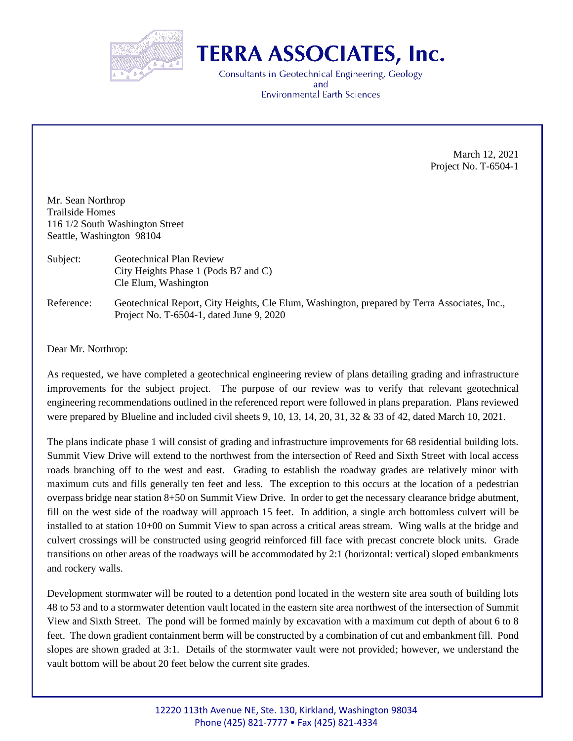# TERRA ASSOCIATES, Inc.

Consultants in Geotechnical Engineering, Geology
and
Environmental Earth Sciences

March 12, 2021
Project No. T-6504-1

Mr. Sean Northrop
Trailside Homes
116 1/2 South Washington Street
Seattle, Washington 98104

Subject: Geotechnical Plan Review
City Heights Phase 1 (Pods B7 and C)
Cle Elum, Washington

Reference: Geotechnical Report, City Heights, Cle Elum, Washington, prepared by Terra Associates, Inc., Project No. T-6504-1, dated June 9, 2020

Dear Mr. Northrop:

As requested, we have completed a geotechnical engineering review of plans detailing grading and infrastructure improvements for the subject project. The purpose of our review was to verify that relevant geotechnical engineering recommendations outlined in the referenced report were followed in plans preparation. Plans reviewed were prepared by Blueline and included civil sheets 9, 10, 13, 14, 20, 31, 32 & 33 of 42, dated March 10, 2021.

The plans indicate phase 1 will consist of grading and infrastructure improvements for 68 residential building lots. Summit View Drive will extend to the northwest from the intersection of Reed and Sixth Street with local access roads branching off to the west and east. Grading to establish the roadway grades are relatively minor with maximum cuts and fills generally ten feet and less. The exception to this occurs at the location of a pedestrian overpass bridge near station 8+50 on Summit View Drive. In order to get the necessary clearance bridge abutment, fill on the west side of the roadway will approach 15 feet. In addition, a single arch bottomless culvert will be installed to at station 10+00 on Summit View to span across a critical areas stream. Wing walls at the bridge and culvert crossings will be constructed using geogrid reinforced fill face with precast concrete block units. Grade transitions on other areas of the roadways will be accommodated by 2:1 (horizontal: vertical) sloped embankments and rockery walls.

Development stormwater will be routed to a detention pond located in the western site area south of building lots 48 to 53 and to a stormwater detention vault located in the eastern site area northwest of the intersection of Summit View and Sixth Street. The pond will be formed mainly by excavation with a maximum cut depth of about 6 to 8 feet. The down gradient containment berm will be constructed by a combination of cut and embankment fill. Pond slopes are shown graded at 3:1. Details of the stormwater vault were not provided; however, we understand the vault bottom will be about 20 feet below the current site grades.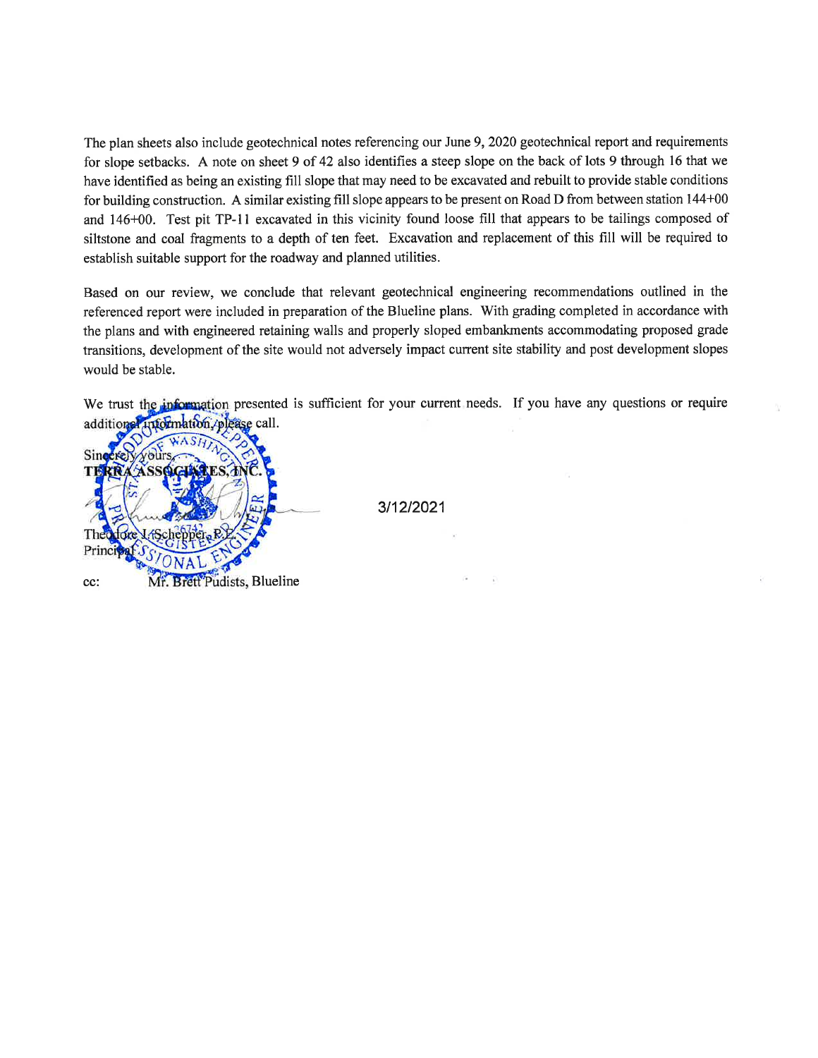The plan sheets also include geotechnical notes referencing our June 9, 2020 geotechnical report and requirements for slope setbacks. A note on sheet 9 of 42 also identifies a steep slope on the back of lots 9 through 16 that we have identified as being an existing fill slope that may need to be excavated and rebuilt to provide stable conditions for building construction. A similar existing fill slope appears to be present on Road D from between station 144+00 and 146+00. Test pit TP-11 excavated in this vicinity found loose fill that appears to be tailings composed of siltstone and coal fragments to a depth of ten feet. Excavation and replacement of this fill will be required to establish suitable support for the roadway and planned utilities.

Based on our review, we conclude that relevant geotechnical engineering recommendations outlined in the referenced report were included in preparation of the Blueline plans. With grading completed in accordance with the plans and with engineered retaining walls and properly sloped embankments accommodating proposed grade transitions, development of the site would not adversely impact current site stability and post development slopes would be stable.

We trust the information presented is sufficient for your current needs. If you have any questions or require additional information, please call.

Sincerely yours,
**TERRA ASSOCIATES, INC.**

3/12/2021

Theodore J. Schepper, P.E.
Principal

cc: Mr. Brett Pudists, Blueline